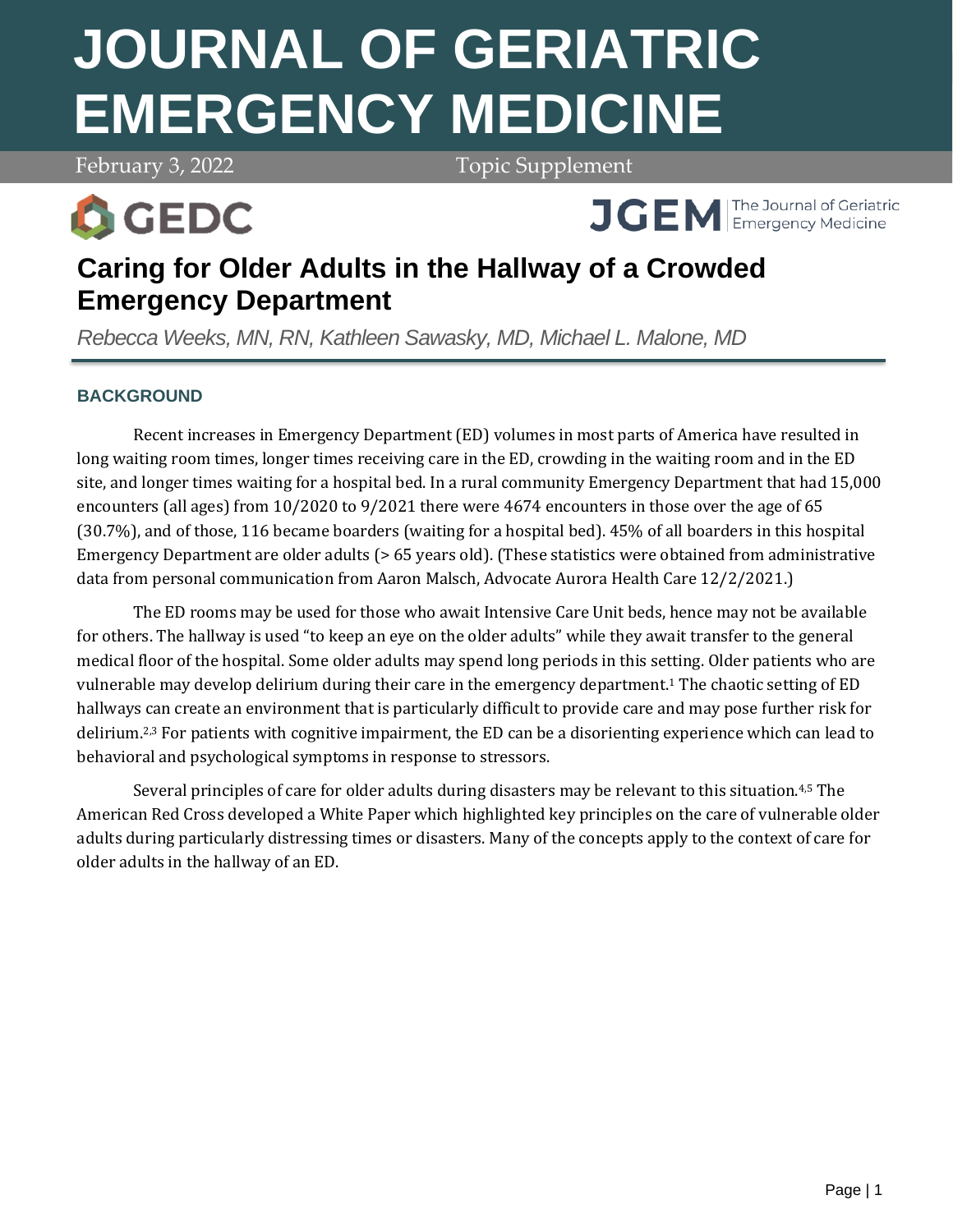# JOURNAL OF GERIATRIC EMERGENCY MEDICINE

February 3, 2022 Topic Supplement

GEDC

JGEM The Journal of Geriatric Emergency Medicine

## Caring for Older Adults in the Hallway of a Crowded Emergency Department

*Rebecca Weeks, MN, RN, Kathleen Sawasky, MD, Michael L. Malone, MD*

### BACKGROUND

Recent increases in Emergency Department (ED) volumes in most parts of America have resulted in long waiting room times, longer times receiving care in the ED, crowding in the waiting room and in the ED site, and longer times waiting for a hospital bed. In a rural community Emergency Department that had 15,000 encounters (all ages) from 10/2020 to 9/2021 there were 4674 encounters in those over the age of 65 (30.7%), and of those, 116 became boarders (waiting for a hospital bed). 45% of all boarders in this hospital Emergency Department are older adults (> 65 years old). (These statistics were obtained from administrative data from personal communication from Aaron Malsch, Advocate Aurora Health Care 12/2/2021.)

The ED rooms may be used for those who await Intensive Care Unit beds, hence may not be available for others. The hallway is used "to keep an eye on the older adults" while they await transfer to the general medical floor of the hospital. Some older adults may spend long periods in this setting. Older patients who are vulnerable may develop delirium during their care in the emergency department.[1] The chaotic setting of ED hallways can create an environment that is particularly difficult to provide care and may pose further risk for delirium.[2,3] For patients with cognitive impairment, the ED can be a disorienting experience which can lead to behavioral and psychological symptoms in response to stressors.

Several principles of care for older adults during disasters may be relevant to this situation.[4,5] The American Red Cross developed a White Paper which highlighted key principles on the care of vulnerable older adults during particularly distressing times or disasters. Many of the concepts apply to the context of care for older adults in the hallway of an ED.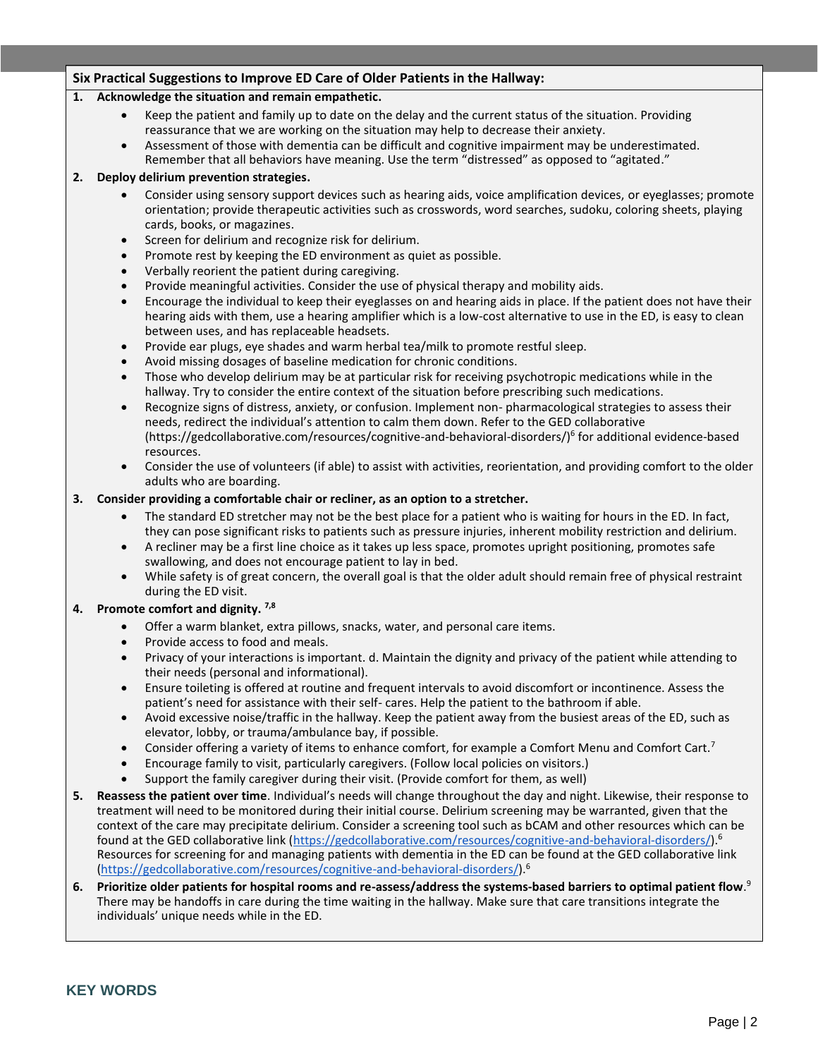**Six Practical Suggestions to Improve ED Care of Older Patients in the Hallway:**

1. **Acknowledge the situation and remain empathetic.**
   - Keep the patient and family up to date on the delay and the current status of the situation. Providing reassurance that we are working on the situation may help to decrease their anxiety.
   - Assessment of those with dementia can be difficult and cognitive impairment may be underestimated. Remember that all behaviors have meaning. Use the term "distressed" as opposed to "agitated."
2. **Deploy delirium prevention strategies.**
   - Consider using sensory support devices such as hearing aids, voice amplification devices, or eyeglasses; promote orientation; provide therapeutic activities such as crosswords, word searches, sudoku, coloring sheets, playing cards, books, or magazines.
   - Screen for delirium and recognize risk for delirium.
   - Promote rest by keeping the ED environment as quiet as possible.
   - Verbally reorient the patient during caregiving.
   - Provide meaningful activities. Consider the use of physical therapy and mobility aids.
   - Encourage the individual to keep their eyeglasses on and hearing aids in place. If the patient does not have their hearing aids with them, use a hearing amplifier which is a low-cost alternative to use in the ED, is easy to clean between uses, and has replaceable headsets.
   - Provide ear plugs, eye shades and warm herbal tea/milk to promote restful sleep.
   - Avoid missing dosages of baseline medication for chronic conditions.
   - Those who develop delirium may be at particular risk for receiving psychotropic medications while in the hallway. Try to consider the entire context of the situation before prescribing such medications.
   - Recognize signs of distress, anxiety, or confusion. Implement non- pharmacological strategies to assess their needs, redirect the individual's attention to calm them down. Refer to the GED collaborative (https://gedcollaborative.com/resources/cognitive-and-behavioral-disorders/)[6] for additional evidence-based resources.
   - Consider the use of volunteers (if able) to assist with activities, reorientation, and providing comfort to the older adults who are boarding.
3. **Consider providing a comfortable chair or recliner, as an option to a stretcher.**
   - The standard ED stretcher may not be the best place for a patient who is waiting for hours in the ED. In fact, they can pose significant risks to patients such as pressure injuries, inherent mobility restriction and delirium.
   - A recliner may be a first line choice as it takes up less space, promotes upright positioning, promotes safe swallowing, and does not encourage patient to lay in bed.
   - While safety is of great concern, the overall goal is that the older adult should remain free of physical restraint during the ED visit.
4. **Promote comfort and dignity.** [7,8]
   - Offer a warm blanket, extra pillows, snacks, water, and personal care items.
   - Provide access to food and meals.
   - Privacy of your interactions is important. d. Maintain the dignity and privacy of the patient while attending to their needs (personal and informational).
   - Ensure toileting is offered at routine and frequent intervals to avoid discomfort or incontinence. Assess the patient's need for assistance with their self- cares. Help the patient to the bathroom if able.
   - Avoid excessive noise/traffic in the hallway. Keep the patient away from the busiest areas of the ED, such as elevator, lobby, or trauma/ambulance bay, if possible.
   - Consider offering a variety of items to enhance comfort, for example a Comfort Menu and Comfort Cart.[7]
   - Encourage family to visit, particularly caregivers. (Follow local policies on visitors.)
   - Support the family caregiver during their visit. (Provide comfort for them, as well)
5. **Reassess the patient over time**. Individual's needs will change throughout the day and night. Likewise, their response to treatment will need to be monitored during their initial course. Delirium screening may be warranted, given that the context of the care may precipitate delirium. Consider a screening tool such as bCAM and other resources which can be found at the GED collaborative link (https://gedcollaborative.com/resources/cognitive-and-behavioral-disorders/).[6] Resources for screening for and managing patients with dementia in the ED can be found at the GED collaborative link (https://gedcollaborative.com/resources/cognitive-and-behavioral-disorders/).[6]
6. **Prioritize older patients for hospital rooms and re-assess/address the systems-based barriers to optimal patient flow**.[9] There may be handoffs in care during the time waiting in the hallway. Make sure that care transitions integrate the individuals' unique needs while in the ED.

## KEY WORDS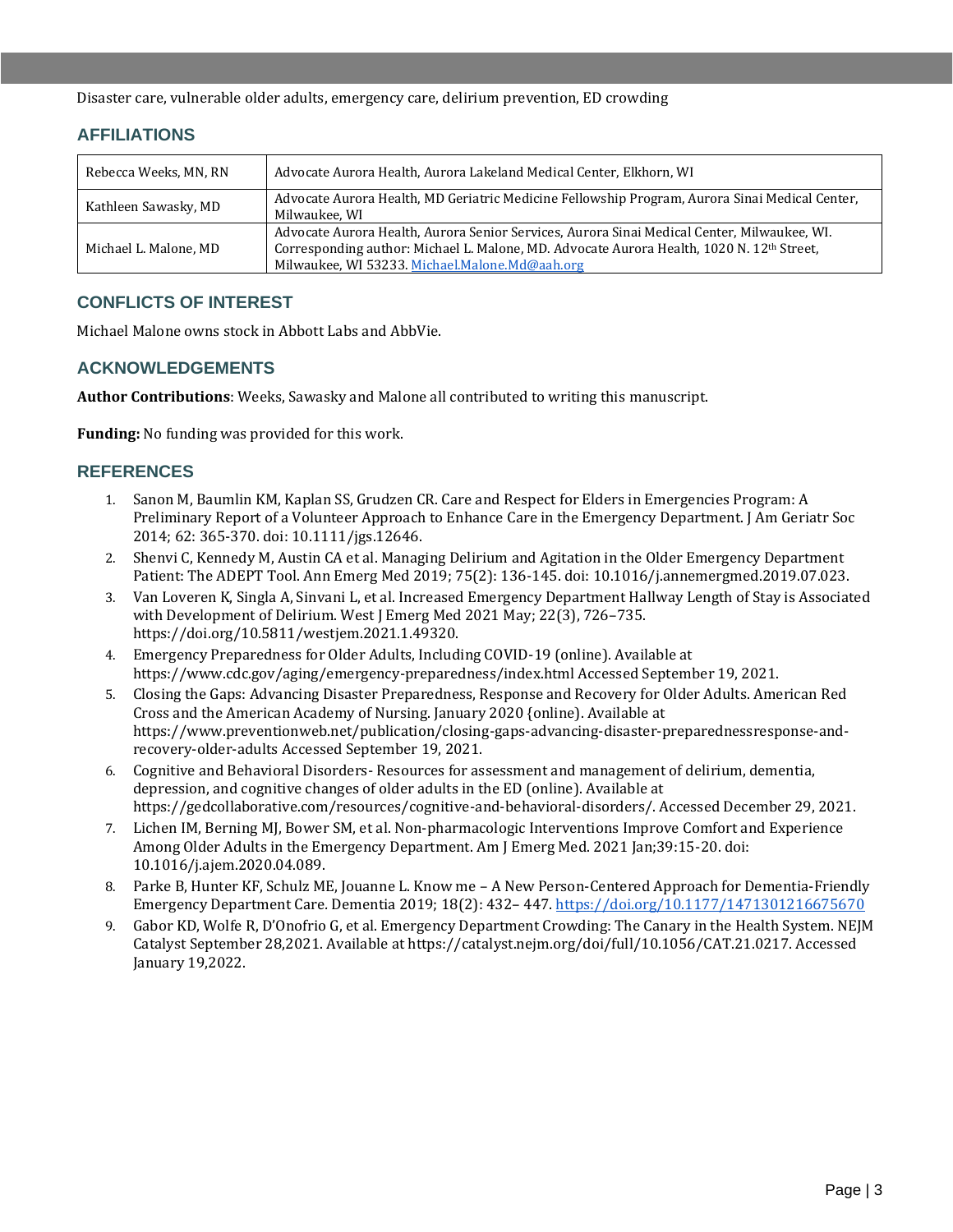Disaster care, vulnerable older adults, emergency care, delirium prevention, ED crowding

## AFFILIATIONS

| | |
|---|---|
| Rebecca Weeks, MN, RN | Advocate Aurora Health, Aurora Lakeland Medical Center, Elkhorn, WI |
| Kathleen Sawasky, MD | Advocate Aurora Health, MD Geriatric Medicine Fellowship Program, Aurora Sinai Medical Center, Milwaukee, WI |
| Michael L. Malone, MD | Advocate Aurora Health, Aurora Senior Services, Aurora Sinai Medical Center, Milwaukee, WI. Corresponding author: Michael L. Malone, MD. Advocate Aurora Health, 1020 N. 12th Street, Milwaukee, WI 53233. Michael.Malone.Md@aah.org |

## CONFLICTS OF INTEREST

Michael Malone owns stock in Abbott Labs and AbbVie.

## ACKNOWLEDGEMENTS

**Author Contributions**: Weeks, Sawasky and Malone all contributed to writing this manuscript.

**Funding:** No funding was provided for this work.

## REFERENCES

1. Sanon M, Baumlin KM, Kaplan SS, Grudzen CR. Care and Respect for Elders in Emergencies Program: A Preliminary Report of a Volunteer Approach to Enhance Care in the Emergency Department. J Am Geriatr Soc 2014; 62: 365-370. doi: 10.1111/jgs.12646.
2. Shenvi C, Kennedy M, Austin CA et al. Managing Delirium and Agitation in the Older Emergency Department Patient: The ADEPT Tool. Ann Emerg Med 2019; 75(2): 136-145. doi: 10.1016/j.annemergmed.2019.07.023.
3. Van Loveren K, Singla A, Sinvani L, et al. Increased Emergency Department Hallway Length of Stay is Associated with Development of Delirium. West J Emerg Med 2021 May; 22(3), 726–735. https://doi.org/10.5811/westjem.2021.1.49320.
4. Emergency Preparedness for Older Adults, Including COVID-19 (online). Available at https://www.cdc.gov/aging/emergency-preparedness/index.html Accessed September 19, 2021.
5. Closing the Gaps: Advancing Disaster Preparedness, Response and Recovery for Older Adults. American Red Cross and the American Academy of Nursing. January 2020 {online). Available at https://www.preventionweb.net/publication/closing-gaps-advancing-disaster-preparednessresponse-and-recovery-older-adults Accessed September 19, 2021.
6. Cognitive and Behavioral Disorders- Resources for assessment and management of delirium, dementia, depression, and cognitive changes of older adults in the ED (online). Available at https://gedcollaborative.com/resources/cognitive-and-behavioral-disorders/. Accessed December 29, 2021.
7. Lichen IM, Berning MJ, Bower SM, et al. Non-pharmacologic Interventions Improve Comfort and Experience Among Older Adults in the Emergency Department. Am J Emerg Med. 2021 Jan;39:15-20. doi: 10.1016/j.ajem.2020.04.089.
8. Parke B, Hunter KF, Schulz ME, Jouanne L. Know me – A New Person-Centered Approach for Dementia-Friendly Emergency Department Care. Dementia 2019; 18(2): 432– 447. https://doi.org/10.1177/1471301216675670
9. Gabor KD, Wolfe R, D'Onofrio G, et al. Emergency Department Crowding: The Canary in the Health System. NEJM Catalyst September 28,2021. Available at https://catalyst.nejm.org/doi/full/10.1056/CAT.21.0217. Accessed January 19,2022.